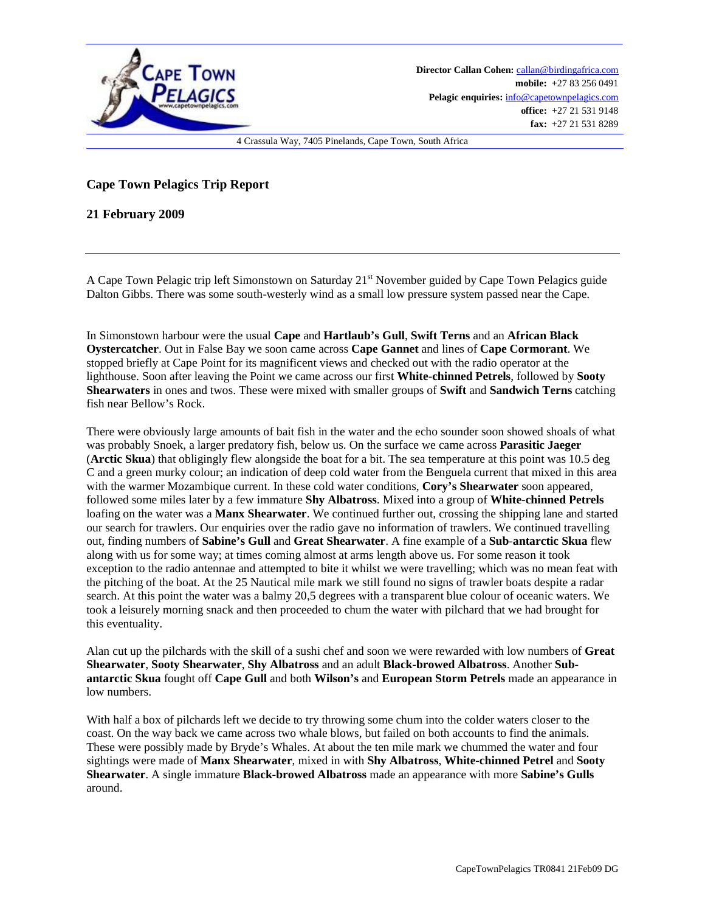**Director Callan Cohen:** callan@birdingafrica.com
**mobile:** +27 83 256 0491
**Pelagic enquiries:** info@capetownpelagics.com
**office:** +27 21 531 9148
**fax:** +27 21 531 8289

4 Crassula Way, 7405 Pinelands, Cape Town, South Africa

## Cape Town Pelagics Trip Report

## 21 February 2009

---

A Cape Town Pelagic trip left Simonstown on Saturday 21st November guided by Cape Town Pelagics guide Dalton Gibbs. There was some south-westerly wind as a small low pressure system passed near the Cape.

In Simonstown harbour were the usual **Cape** and **Hartlaub's Gull**, **Swift Terns** and an **African Black Oystercatcher**. Out in False Bay we soon came across **Cape Gannet** and lines of **Cape Cormorant**. We stopped briefly at Cape Point for its magnificent views and checked out with the radio operator at the lighthouse. Soon after leaving the Point we came across our first **White-chinned Petrels**, followed by **Sooty Shearwaters** in ones and twos. These were mixed with smaller groups of **Swift** and **Sandwich Terns** catching fish near Bellow's Rock.

There were obviously large amounts of bait fish in the water and the echo sounder soon showed shoals of what was probably Snoek, a larger predatory fish, below us. On the surface we came across **Parasitic Jaeger** (**Arctic Skua**) that obligingly flew alongside the boat for a bit. The sea temperature at this point was 10.5 deg C and a green murky colour; an indication of deep cold water from the Benguela current that mixed in this area with the warmer Mozambique current. In these cold water conditions, **Cory's Shearwater** soon appeared, followed some miles later by a few immature **Shy Albatross**. Mixed into a group of **White-chinned Petrels** loafing on the water was a **Manx Shearwater**. We continued further out, crossing the shipping lane and started our search for trawlers. Our enquiries over the radio gave no information of trawlers. We continued travelling out, finding numbers of **Sabine's Gull** and **Great Shearwater**. A fine example of a **Sub-antarctic Skua** flew along with us for some way; at times coming almost at arms length above us. For some reason it took exception to the radio antennae and attempted to bite it whilst we were travelling; which was no mean feat with the pitching of the boat. At the 25 Nautical mile mark we still found no signs of trawler boats despite a radar search. At this point the water was a balmy 20,5 degrees with a transparent blue colour of oceanic waters. We took a leisurely morning snack and then proceeded to chum the water with pilchard that we had brought for this eventuality.

Alan cut up the pilchards with the skill of a sushi chef and soon we were rewarded with low numbers of **Great Shearwater**, **Sooty Shearwater**, **Shy Albatross** and an adult **Black-browed Albatross**. Another **Sub-antarctic Skua** fought off **Cape Gull** and both **Wilson's** and **European Storm Petrels** made an appearance in low numbers.

With half a box of pilchards left we decide to try throwing some chum into the colder waters closer to the coast. On the way back we came across two whale blows, but failed on both accounts to find the animals. These were possibly made by Bryde's Whales. At about the ten mile mark we chummed the water and four sightings were made of **Manx Shearwater**, mixed in with **Shy Albatross**, **White-chinned Petrel** and **Sooty Shearwater**. A single immature **Black-browed Albatross** made an appearance with more **Sabine's Gulls** around.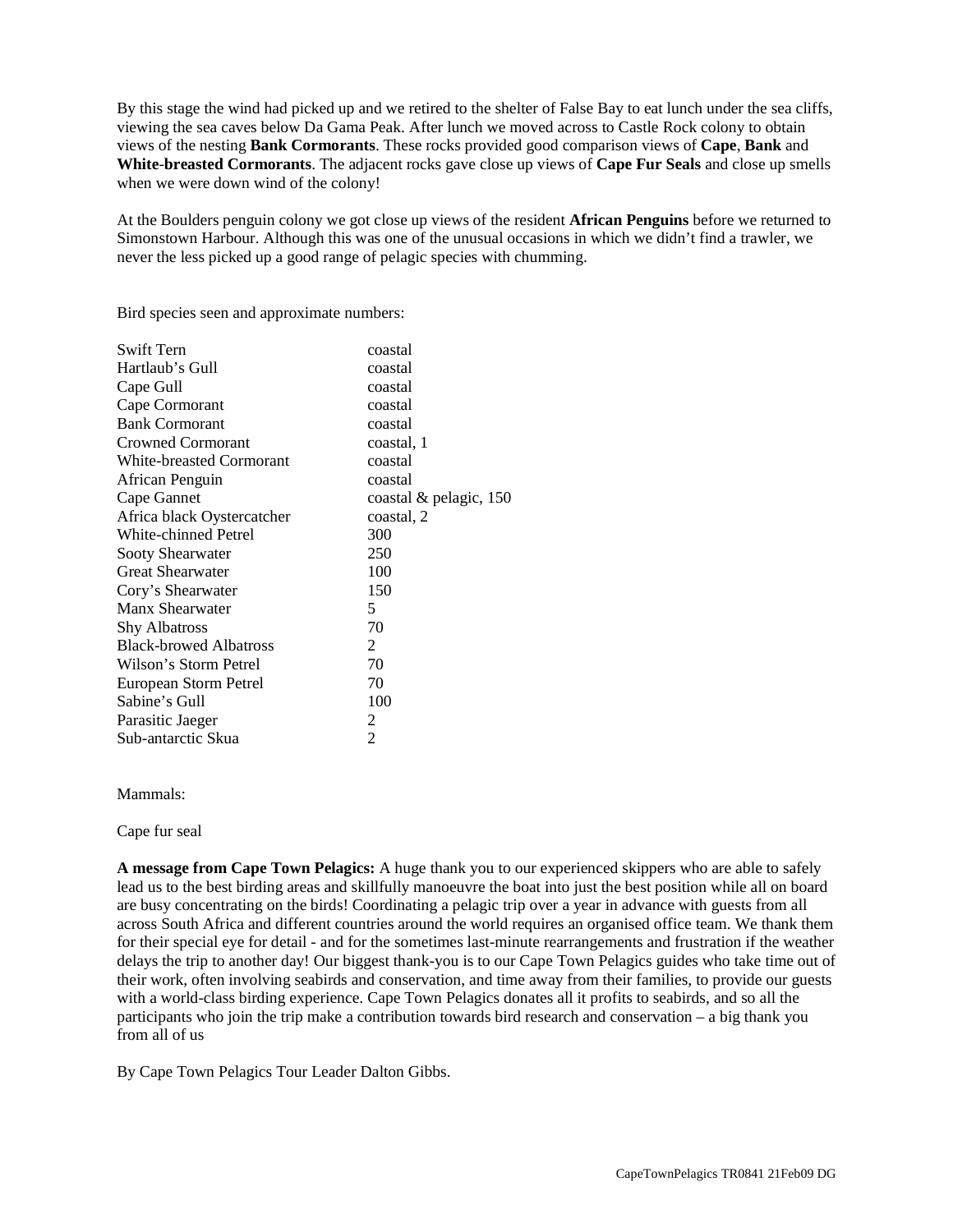By this stage the wind had picked up and we retired to the shelter of False Bay to eat lunch under the sea cliffs, viewing the sea caves below Da Gama Peak. After lunch we moved across to Castle Rock colony to obtain views of the nesting **Bank Cormorants**. These rocks provided good comparison views of **Cape**, **Bank** and **White-breasted Cormorants**. The adjacent rocks gave close up views of **Cape Fur Seals** and close up smells when we were down wind of the colony!

At the Boulders penguin colony we got close up views of the resident **African Penguins** before we returned to Simonstown Harbour. Although this was one of the unusual occasions in which we didn't find a trawler, we never the less picked up a good range of pelagic species with chumming.

Bird species seen and approximate numbers:

| | |
|---|---|
| Swift Tern | coastal |
| Hartlaub's Gull | coastal |
| Cape Gull | coastal |
| Cape Cormorant | coastal |
| Bank Cormorant | coastal |
| Crowned Cormorant | coastal, 1 |
| White-breasted Cormorant | coastal |
| African Penguin | coastal |
| Cape Gannet | coastal & pelagic, 150 |
| Africa black Oystercatcher | coastal, 2 |
| White-chinned Petrel | 300 |
| Sooty Shearwater | 250 |
| Great Shearwater | 100 |
| Cory's Shearwater | 150 |
| Manx Shearwater | 5 |
| Shy Albatross | 70 |
| Black-browed Albatross | 2 |
| Wilson's Storm Petrel | 70 |
| European Storm Petrel | 70 |
| Sabine's Gull | 100 |
| Parasitic Jaeger | 2 |
| Sub-antarctic Skua | 2 |

Mammals:

Cape fur seal

**A message from Cape Town Pelagics:** A huge thank you to our experienced skippers who are able to safely lead us to the best birding areas and skillfully manoeuvre the boat into just the best position while all on board are busy concentrating on the birds! Coordinating a pelagic trip over a year in advance with guests from all across South Africa and different countries around the world requires an organised office team. We thank them for their special eye for detail - and for the sometimes last-minute rearrangements and frustration if the weather delays the trip to another day! Our biggest thank-you is to our Cape Town Pelagics guides who take time out of their work, often involving seabirds and conservation, and time away from their families, to provide our guests with a world-class birding experience. Cape Town Pelagics donates all it profits to seabirds, and so all the participants who join the trip make a contribution towards bird research and conservation – a big thank you from all of us

By Cape Town Pelagics Tour Leader Dalton Gibbs.